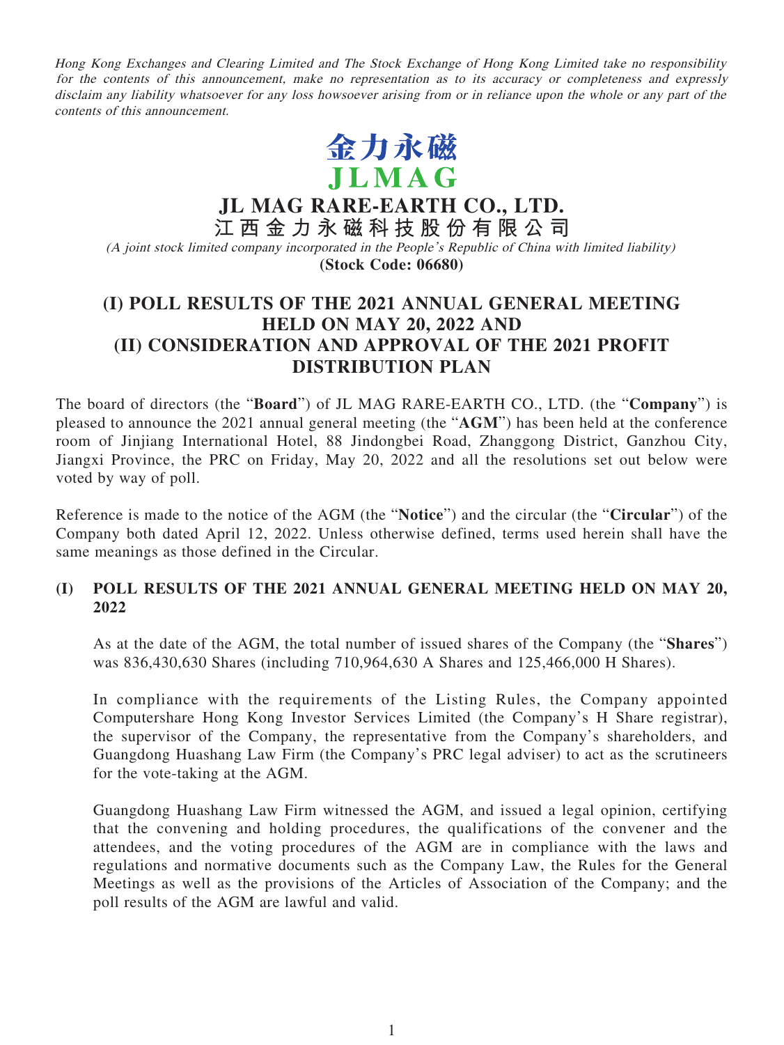*Hong Kong Exchanges and Clearing Limited and The Stock Exchange of Hong Kong Limited take no responsibility for the contents of this announcement, make no representation as to its accuracy or completeness and expressly disclaim any liability whatsoever for any loss howsoever arising from or in reliance upon the whole or any part of the contents of this announcement.*

金力永磁
JLMAG

# JL MAG RARE-EARTH CO., LTD.
# 江西金力永磁科技股份有限公司

*(A joint stock limited company incorporated in the People's Republic of China with limited liability)*

**(Stock Code: 06680)**

## (I) POLL RESULTS OF THE 2021 ANNUAL GENERAL MEETING HELD ON MAY 20, 2022 AND (II) CONSIDERATION AND APPROVAL OF THE 2021 PROFIT DISTRIBUTION PLAN

The board of directors (the "**Board**") of JL MAG RARE-EARTH CO., LTD. (the "**Company**") is pleased to announce the 2021 annual general meeting (the "**AGM**") has been held at the conference room of Jinjiang International Hotel, 88 Jindongbei Road, Zhanggong District, Ganzhou City, Jiangxi Province, the PRC on Friday, May 20, 2022 and all the resolutions set out below were voted by way of poll.

Reference is made to the notice of the AGM (the "**Notice**") and the circular (the "**Circular**") of the Company both dated April 12, 2022. Unless otherwise defined, terms used herein shall have the same meanings as those defined in the Circular.

### (I) POLL RESULTS OF THE 2021 ANNUAL GENERAL MEETING HELD ON MAY 20, 2022

As at the date of the AGM, the total number of issued shares of the Company (the "**Shares**") was 836,430,630 Shares (including 710,964,630 A Shares and 125,466,000 H Shares).

In compliance with the requirements of the Listing Rules, the Company appointed Computershare Hong Kong Investor Services Limited (the Company's H Share registrar), the supervisor of the Company, the representative from the Company's shareholders, and Guangdong Huashang Law Firm (the Company's PRC legal adviser) to act as the scrutineers for the vote-taking at the AGM.

Guangdong Huashang Law Firm witnessed the AGM, and issued a legal opinion, certifying that the convening and holding procedures, the qualifications of the convener and the attendees, and the voting procedures of the AGM are in compliance with the laws and regulations and normative documents such as the Company Law, the Rules for the General Meetings as well as the provisions of the Articles of Association of the Company; and the poll results of the AGM are lawful and valid.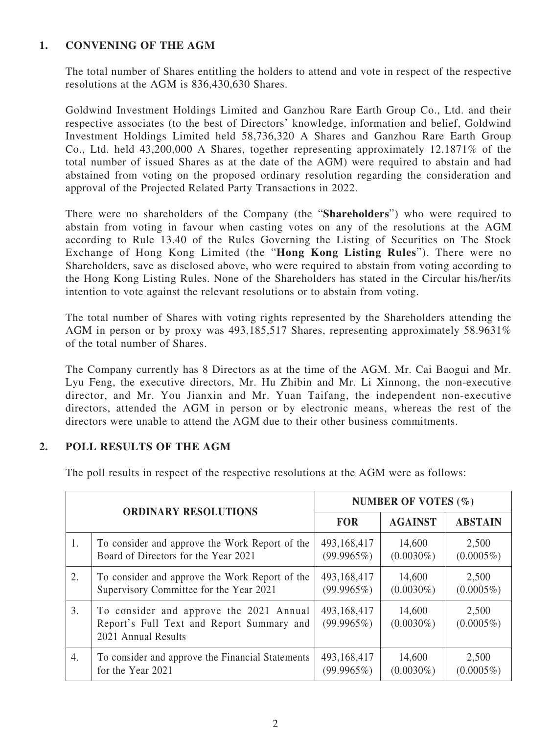## 1. CONVENING OF THE AGM

The total number of Shares entitling the holders to attend and vote in respect of the respective resolutions at the AGM is 836,430,630 Shares.

Goldwind Investment Holdings Limited and Ganzhou Rare Earth Group Co., Ltd. and their respective associates (to the best of Directors' knowledge, information and belief, Goldwind Investment Holdings Limited held 58,736,320 A Shares and Ganzhou Rare Earth Group Co., Ltd. held 43,200,000 A Shares, together representing approximately 12.1871% of the total number of issued Shares as at the date of the AGM) were required to abstain and had abstained from voting on the proposed ordinary resolution regarding the consideration and approval of the Projected Related Party Transactions in 2022.

There were no shareholders of the Company (the "**Shareholders**") who were required to abstain from voting in favour when casting votes on any of the resolutions at the AGM according to Rule 13.40 of the Rules Governing the Listing of Securities on The Stock Exchange of Hong Kong Limited (the "**Hong Kong Listing Rules**"). There were no Shareholders, save as disclosed above, who were required to abstain from voting according to the Hong Kong Listing Rules. None of the Shareholders has stated in the Circular his/her/its intention to vote against the relevant resolutions or to abstain from voting.

The total number of Shares with voting rights represented by the Shareholders attending the AGM in person or by proxy was 493,185,517 Shares, representing approximately 58.9631% of the total number of Shares.

The Company currently has 8 Directors as at the time of the AGM. Mr. Cai Baogui and Mr. Lyu Feng, the executive directors, Mr. Hu Zhibin and Mr. Li Xinnong, the non-executive director, and Mr. You Jianxin and Mr. Yuan Taifang, the independent non-executive directors, attended the AGM in person or by electronic means, whereas the rest of the directors were unable to attend the AGM due to their other business commitments.

## 2. POLL RESULTS OF THE AGM

The poll results in respect of the respective resolutions at the AGM were as follows:

| ORDINARY RESOLUTIONS | | NUMBER OF VOTES (%) | | |
|---|---|---|---|---|
| | | **FOR** | **AGAINST** | **ABSTAIN** |
| 1. | To consider and approve the Work Report of the Board of Directors for the Year 2021 | 493,168,417 (99.9965%) | 14,600 (0.0030%) | 2,500 (0.0005%) |
| 2. | To consider and approve the Work Report of the Supervisory Committee for the Year 2021 | 493,168,417 (99.9965%) | 14,600 (0.0030%) | 2,500 (0.0005%) |
| 3. | To consider and approve the 2021 Annual Report's Full Text and Report Summary and 2021 Annual Results | 493,168,417 (99.9965%) | 14,600 (0.0030%) | 2,500 (0.0005%) |
| 4. | To consider and approve the Financial Statements for the Year 2021 | 493,168,417 (99.9965%) | 14,600 (0.0030%) | 2,500 (0.0005%) |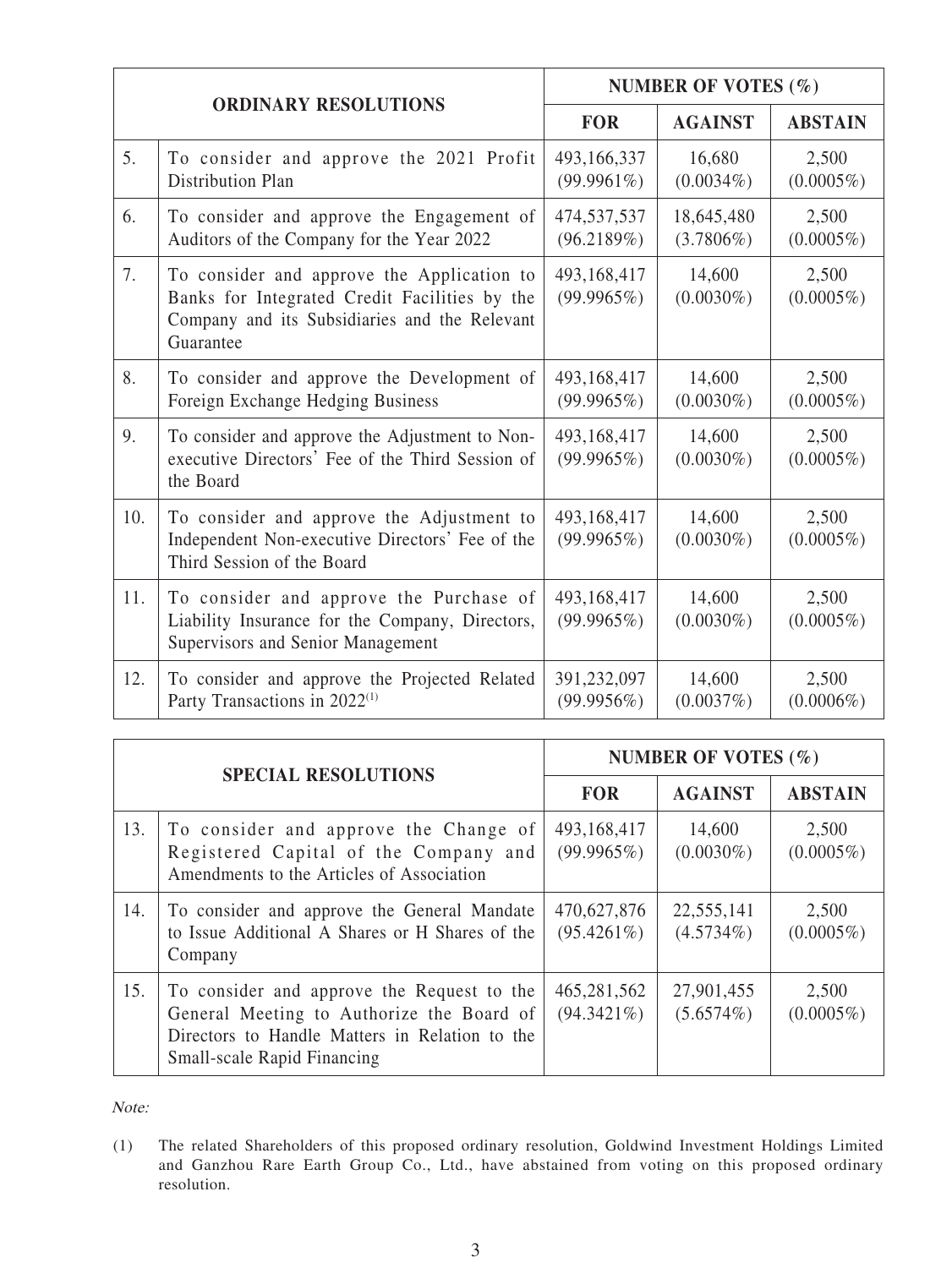| | ORDINARY RESOLUTIONS | NUMBER OF VOTES (%) | | |
|---|---|---|---|---|
| | | FOR | AGAINST | ABSTAIN |
| 5. | To consider and approve the 2021 Profit Distribution Plan | 493,166,337 (99.9961%) | 16,680 (0.0034%) | 2,500 (0.0005%) |
| 6. | To consider and approve the Engagement of Auditors of the Company for the Year 2022 | 474,537,537 (96.2189%) | 18,645,480 (3.7806%) | 2,500 (0.0005%) |
| 7. | To consider and approve the Application to Banks for Integrated Credit Facilities by the Company and its Subsidiaries and the Relevant Guarantee | 493,168,417 (99.9965%) | 14,600 (0.0030%) | 2,500 (0.0005%) |
| 8. | To consider and approve the Development of Foreign Exchange Hedging Business | 493,168,417 (99.9965%) | 14,600 (0.0030%) | 2,500 (0.0005%) |
| 9. | To consider and approve the Adjustment to Non-executive Directors' Fee of the Third Session of the Board | 493,168,417 (99.9965%) | 14,600 (0.0030%) | 2,500 (0.0005%) |
| 10. | To consider and approve the Adjustment to Independent Non-executive Directors' Fee of the Third Session of the Board | 493,168,417 (99.9965%) | 14,600 (0.0030%) | 2,500 (0.0005%) |
| 11. | To consider and approve the Purchase of Liability Insurance for the Company, Directors, Supervisors and Senior Management | 493,168,417 (99.9965%) | 14,600 (0.0030%) | 2,500 (0.0005%) |
| 12. | To consider and approve the Projected Related Party Transactions in 2022[(1)] | 391,232,097 (99.9956%) | 14,600 (0.0037%) | 2,500 (0.0006%) |

| | SPECIAL RESOLUTIONS | NUMBER OF VOTES (%) | | |
|---|---|---|---|---|
| | | FOR | AGAINST | ABSTAIN |
| 13. | To consider and approve the Change of Registered Capital of the Company and Amendments to the Articles of Association | 493,168,417 (99.9965%) | 14,600 (0.0030%) | 2,500 (0.0005%) |
| 14. | To consider and approve the General Mandate to Issue Additional A Shares or H Shares of the Company | 470,627,876 (95.4261%) | 22,555,141 (4.5734%) | 2,500 (0.0005%) |
| 15. | To consider and approve the Request to the General Meeting to Authorize the Board of Directors to Handle Matters in Relation to the Small-scale Rapid Financing | 465,281,562 (94.3421%) | 27,901,455 (5.6574%) | 2,500 (0.0005%) |

*Note:*

(1) The related Shareholders of this proposed ordinary resolution, Goldwind Investment Holdings Limited and Ganzhou Rare Earth Group Co., Ltd., have abstained from voting on this proposed ordinary resolution.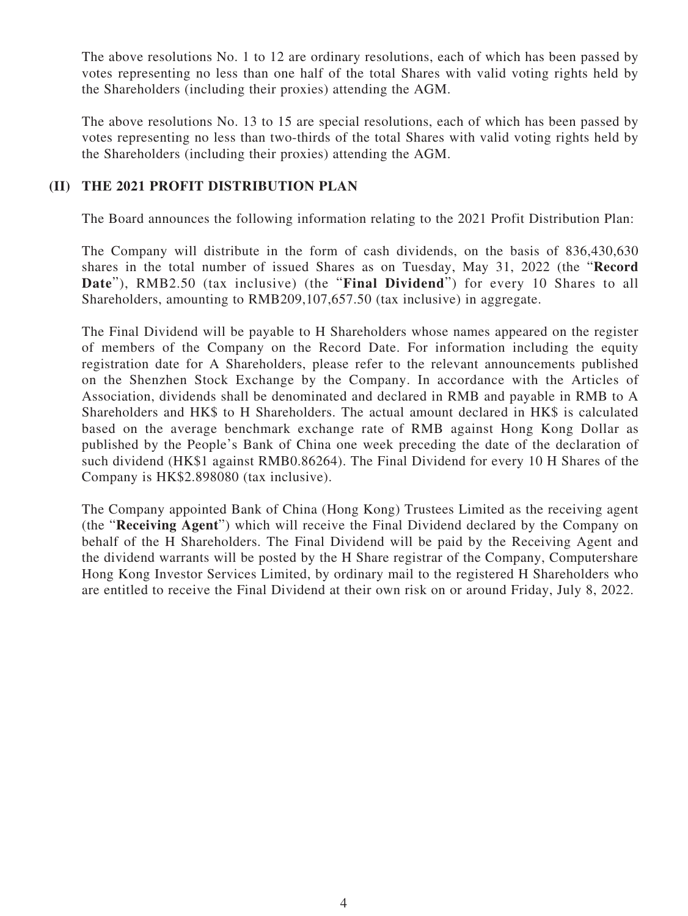The above resolutions No. 1 to 12 are ordinary resolutions, each of which has been passed by votes representing no less than one half of the total Shares with valid voting rights held by the Shareholders (including their proxies) attending the AGM.

The above resolutions No. 13 to 15 are special resolutions, each of which has been passed by votes representing no less than two-thirds of the total Shares with valid voting rights held by the Shareholders (including their proxies) attending the AGM.

## (II) THE 2021 PROFIT DISTRIBUTION PLAN

The Board announces the following information relating to the 2021 Profit Distribution Plan:

The Company will distribute in the form of cash dividends, on the basis of 836,430,630 shares in the total number of issued Shares as on Tuesday, May 31, 2022 (the "**Record Date**"), RMB2.50 (tax inclusive) (the "**Final Dividend**") for every 10 Shares to all Shareholders, amounting to RMB209,107,657.50 (tax inclusive) in aggregate.

The Final Dividend will be payable to H Shareholders whose names appeared on the register of members of the Company on the Record Date. For information including the equity registration date for A Shareholders, please refer to the relevant announcements published on the Shenzhen Stock Exchange by the Company. In accordance with the Articles of Association, dividends shall be denominated and declared in RMB and payable in RMB to A Shareholders and HK$ to H Shareholders. The actual amount declared in HK$ is calculated based on the average benchmark exchange rate of RMB against Hong Kong Dollar as published by the People's Bank of China one week preceding the date of the declaration of such dividend (HK$1 against RMB0.86264). The Final Dividend for every 10 H Shares of the Company is HK$2.898080 (tax inclusive).

The Company appointed Bank of China (Hong Kong) Trustees Limited as the receiving agent (the "**Receiving Agent**") which will receive the Final Dividend declared by the Company on behalf of the H Shareholders. The Final Dividend will be paid by the Receiving Agent and the dividend warrants will be posted by the H Share registrar of the Company, Computershare Hong Kong Investor Services Limited, by ordinary mail to the registered H Shareholders who are entitled to receive the Final Dividend at their own risk on or around Friday, July 8, 2022.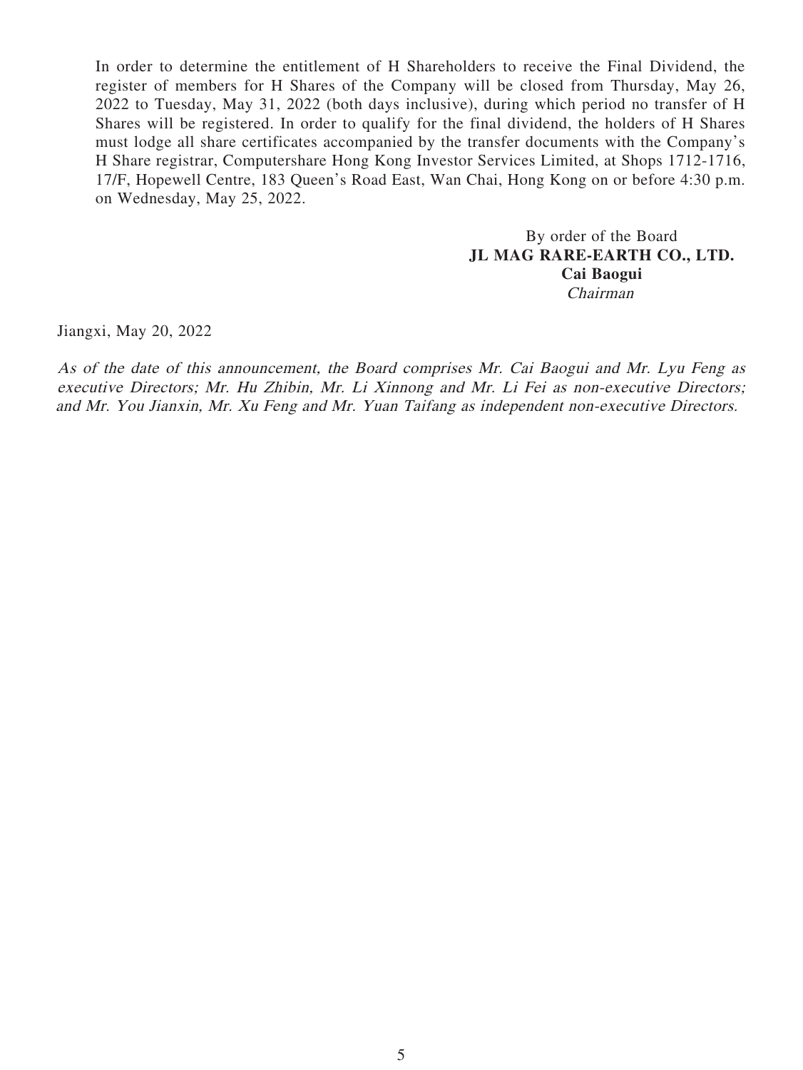In order to determine the entitlement of H Shareholders to receive the Final Dividend, the register of members for H Shares of the Company will be closed from Thursday, May 26, 2022 to Tuesday, May 31, 2022 (both days inclusive), during which period no transfer of H Shares will be registered. In order to qualify for the final dividend, the holders of H Shares must lodge all share certificates accompanied by the transfer documents with the Company's H Share registrar, Computershare Hong Kong Investor Services Limited, at Shops 1712-1716, 17/F, Hopewell Centre, 183 Queen's Road East, Wan Chai, Hong Kong on or before 4:30 p.m. on Wednesday, May 25, 2022.

By order of the Board
**JL MAG RARE-EARTH CO., LTD.**
**Cai Baogui**
*Chairman*

Jiangxi, May 20, 2022

*As of the date of this announcement, the Board comprises Mr. Cai Baogui and Mr. Lyu Feng as executive Directors; Mr. Hu Zhibin, Mr. Li Xinnong and Mr. Li Fei as non-executive Directors; and Mr. You Jianxin, Mr. Xu Feng and Mr. Yuan Taifang as independent non-executive Directors.*